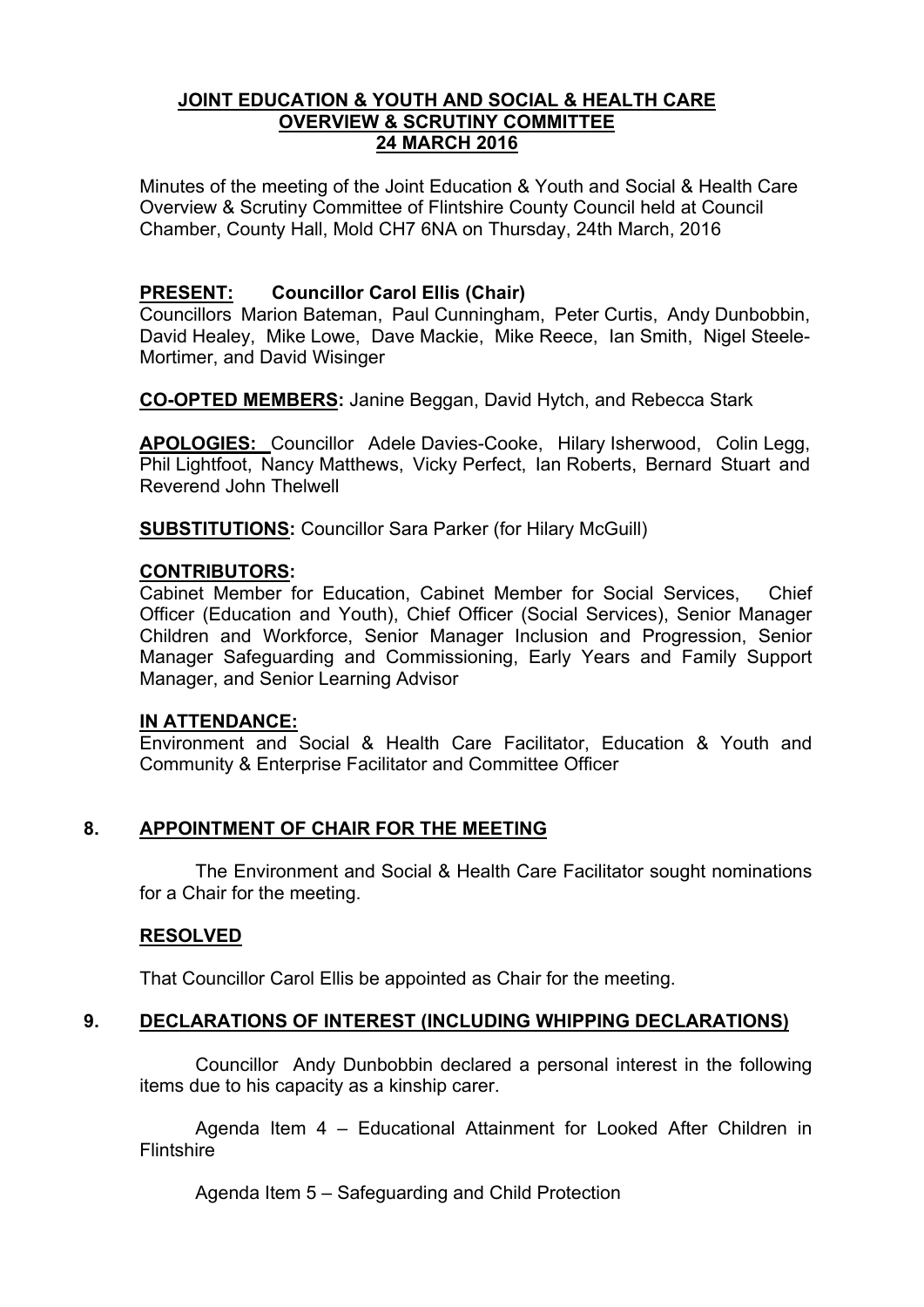# JOINT EDUCATION & YOUTH AND SOCIAL & HEALTH CARE OVERVIEW & SCRUTINY COMMITTEE 24 MARCH 2016

Minutes of the meeting of the Joint Education & Youth and Social & Health Care Overview & Scrutiny Committee of Flintshire County Council held at Council Chamber, County Hall, Mold CH7 6NA on Thursday, 24th March, 2016

**PRESENT: Councillor Carol Ellis (Chair)**
Councillors Marion Bateman, Paul Cunningham, Peter Curtis, Andy Dunbobbin, David Healey, Mike Lowe, Dave Mackie, Mike Reece, Ian Smith, Nigel Steele-Mortimer, and David Wisinger

**CO-OPTED MEMBERS:** Janine Beggan, David Hytch, and Rebecca Stark

**APOLOGIES:** Councillor Adele Davies-Cooke, Hilary Isherwood, Colin Legg, Phil Lightfoot, Nancy Matthews, Vicky Perfect, Ian Roberts, Bernard Stuart and Reverend John Thelwell

**SUBSTITUTIONS:** Councillor Sara Parker (for Hilary McGuill)

**CONTRIBUTORS:**
Cabinet Member for Education, Cabinet Member for Social Services, Chief Officer (Education and Youth), Chief Officer (Social Services), Senior Manager Children and Workforce, Senior Manager Inclusion and Progression, Senior Manager Safeguarding and Commissioning, Early Years and Family Support Manager, and Senior Learning Advisor

**IN ATTENDANCE:**
Environment and Social & Health Care Facilitator, Education & Youth and Community & Enterprise Facilitator and Committee Officer

## 8. APPOINTMENT OF CHAIR FOR THE MEETING

The Environment and Social & Health Care Facilitator sought nominations for a Chair for the meeting.

**RESOLVED**

That Councillor Carol Ellis be appointed as Chair for the meeting.

## 9. DECLARATIONS OF INTEREST (INCLUDING WHIPPING DECLARATIONS)

Councillor Andy Dunbobbin declared a personal interest in the following items due to his capacity as a kinship carer.

Agenda Item 4 – Educational Attainment for Looked After Children in Flintshire

Agenda Item 5 – Safeguarding and Child Protection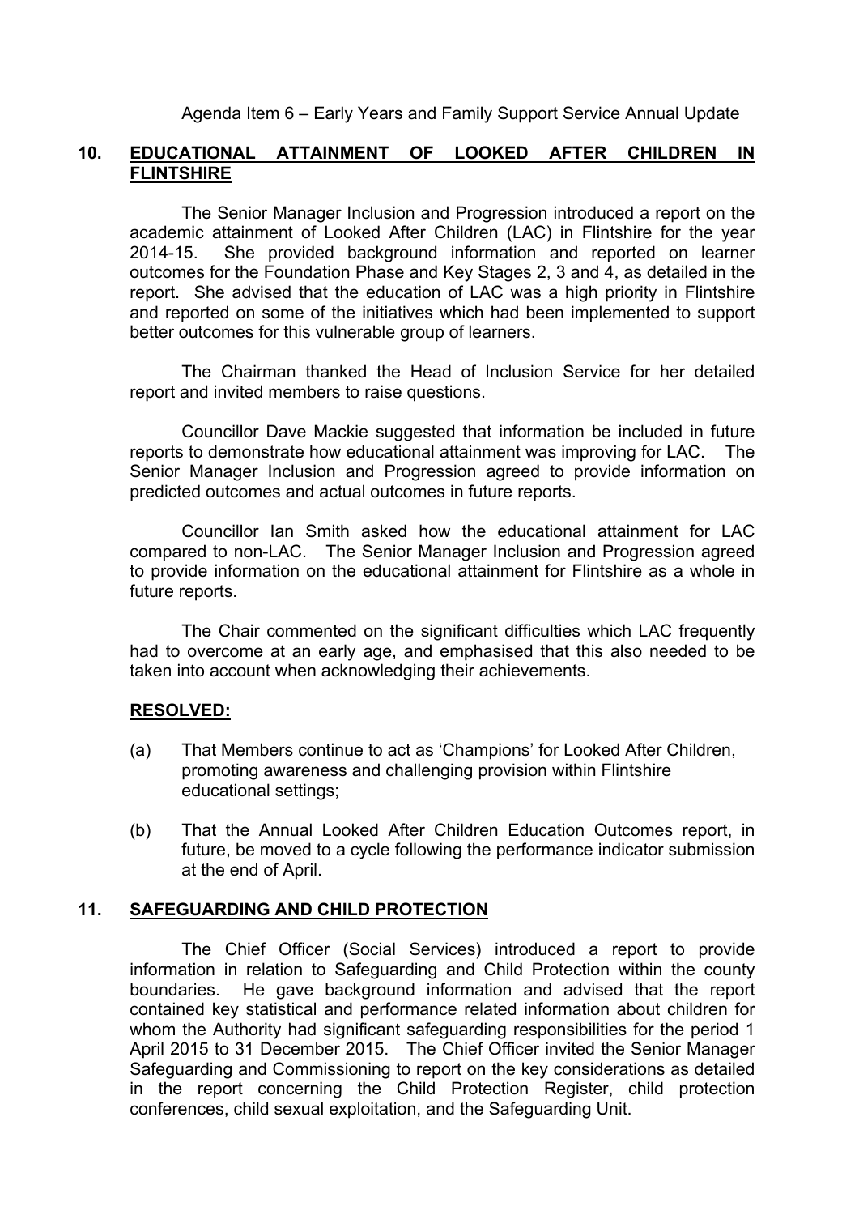Agenda Item 6 – Early Years and Family Support Service Annual Update

## 10. EDUCATIONAL ATTAINMENT OF LOOKED AFTER CHILDREN IN FLINTSHIRE

The Senior Manager Inclusion and Progression introduced a report on the academic attainment of Looked After Children (LAC) in Flintshire for the year 2014-15. She provided background information and reported on learner outcomes for the Foundation Phase and Key Stages 2, 3 and 4, as detailed in the report. She advised that the education of LAC was a high priority in Flintshire and reported on some of the initiatives which had been implemented to support better outcomes for this vulnerable group of learners.

The Chairman thanked the Head of Inclusion Service for her detailed report and invited members to raise questions.

Councillor Dave Mackie suggested that information be included in future reports to demonstrate how educational attainment was improving for LAC. The Senior Manager Inclusion and Progression agreed to provide information on predicted outcomes and actual outcomes in future reports.

Councillor Ian Smith asked how the educational attainment for LAC compared to non-LAC. The Senior Manager Inclusion and Progression agreed to provide information on the educational attainment for Flintshire as a whole in future reports.

The Chair commented on the significant difficulties which LAC frequently had to overcome at an early age, and emphasised that this also needed to be taken into account when acknowledging their achievements.

**RESOLVED:**

(a) That Members continue to act as 'Champions' for Looked After Children, promoting awareness and challenging provision within Flintshire educational settings;

(b) That the Annual Looked After Children Education Outcomes report, in future, be moved to a cycle following the performance indicator submission at the end of April.

## 11. SAFEGUARDING AND CHILD PROTECTION

The Chief Officer (Social Services) introduced a report to provide information in relation to Safeguarding and Child Protection within the county boundaries. He gave background information and advised that the report contained key statistical and performance related information about children for whom the Authority had significant safeguarding responsibilities for the period 1 April 2015 to 31 December 2015. The Chief Officer invited the Senior Manager Safeguarding and Commissioning to report on the key considerations as detailed in the report concerning the Child Protection Register, child protection conferences, child sexual exploitation, and the Safeguarding Unit.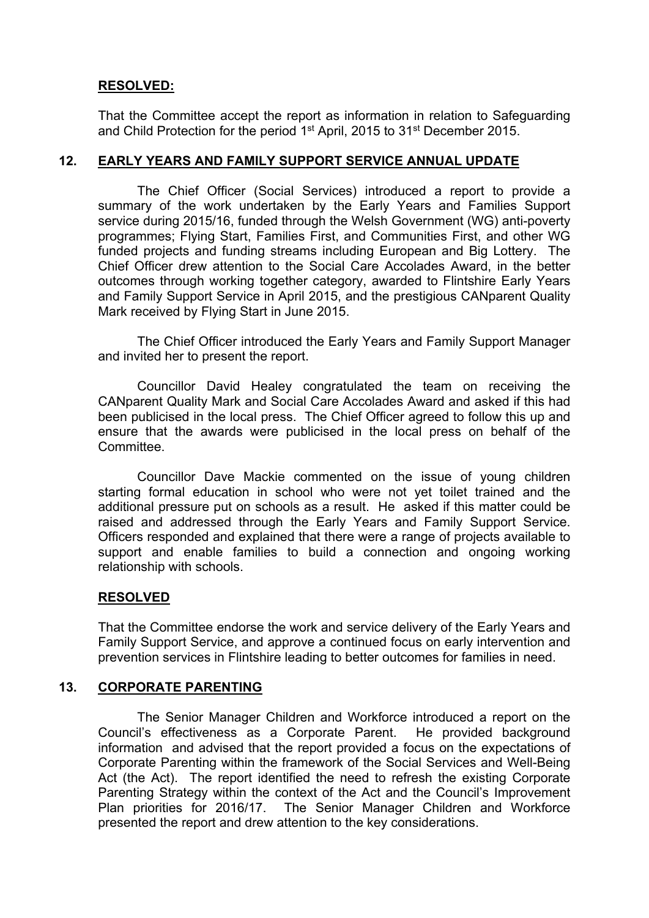**RESOLVED:**

That the Committee accept the report as information in relation to Safeguarding and Child Protection for the period 1st April, 2015 to 31st December 2015.

## 12. EARLY YEARS AND FAMILY SUPPORT SERVICE ANNUAL UPDATE

The Chief Officer (Social Services) introduced a report to provide a summary of the work undertaken by the Early Years and Families Support service during 2015/16, funded through the Welsh Government (WG) anti-poverty programmes; Flying Start, Families First, and Communities First, and other WG funded projects and funding streams including European and Big Lottery. The Chief Officer drew attention to the Social Care Accolades Award, in the better outcomes through working together category, awarded to Flintshire Early Years and Family Support Service in April 2015, and the prestigious CANparent Quality Mark received by Flying Start in June 2015.

The Chief Officer introduced the Early Years and Family Support Manager and invited her to present the report.

Councillor David Healey congratulated the team on receiving the CANparent Quality Mark and Social Care Accolades Award and asked if this had been publicised in the local press. The Chief Officer agreed to follow this up and ensure that the awards were publicised in the local press on behalf of the Committee.

Councillor Dave Mackie commented on the issue of young children starting formal education in school who were not yet toilet trained and the additional pressure put on schools as a result. He asked if this matter could be raised and addressed through the Early Years and Family Support Service. Officers responded and explained that there were a range of projects available to support and enable families to build a connection and ongoing working relationship with schools.

**RESOLVED**

That the Committee endorse the work and service delivery of the Early Years and Family Support Service, and approve a continued focus on early intervention and prevention services in Flintshire leading to better outcomes for families in need.

## 13. CORPORATE PARENTING

The Senior Manager Children and Workforce introduced a report on the Council's effectiveness as a Corporate Parent. He provided background information and advised that the report provided a focus on the expectations of Corporate Parenting within the framework of the Social Services and Well-Being Act (the Act). The report identified the need to refresh the existing Corporate Parenting Strategy within the context of the Act and the Council's Improvement Plan priorities for 2016/17. The Senior Manager Children and Workforce presented the report and drew attention to the key considerations.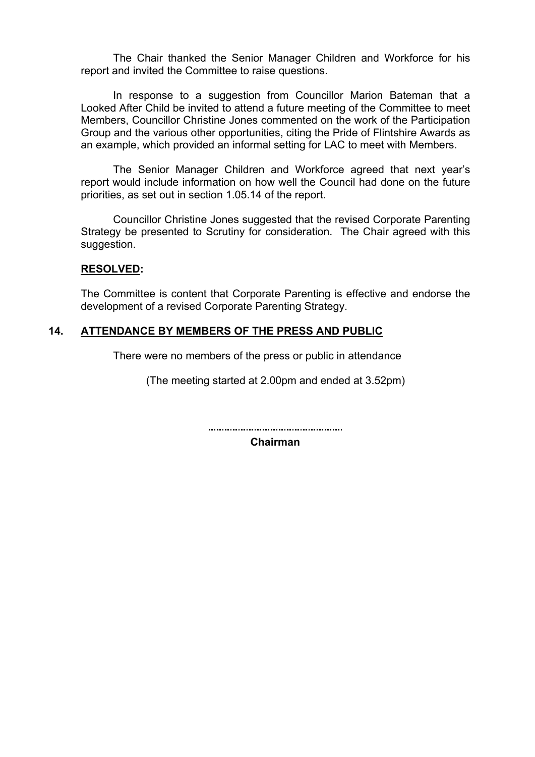The Chair thanked the Senior Manager Children and Workforce for his report and invited the Committee to raise questions.

In response to a suggestion from Councillor Marion Bateman that a Looked After Child be invited to attend a future meeting of the Committee to meet Members, Councillor Christine Jones commented on the work of the Participation Group and the various other opportunities, citing the Pride of Flintshire Awards as an example, which provided an informal setting for LAC to meet with Members.

The Senior Manager Children and Workforce agreed that next year's report would include information on how well the Council had done on the future priorities, as set out in section 1.05.14 of the report.

Councillor Christine Jones suggested that the revised Corporate Parenting Strategy be presented to Scrutiny for consideration. The Chair agreed with this suggestion.

**RESOLVED:**

The Committee is content that Corporate Parenting is effective and endorse the development of a revised Corporate Parenting Strategy.

## 14. ATTENDANCE BY MEMBERS OF THE PRESS AND PUBLIC

There were no members of the press or public in attendance

(The meeting started at 2.00pm and ended at 3.52pm)

……………………………………………

**Chairman**